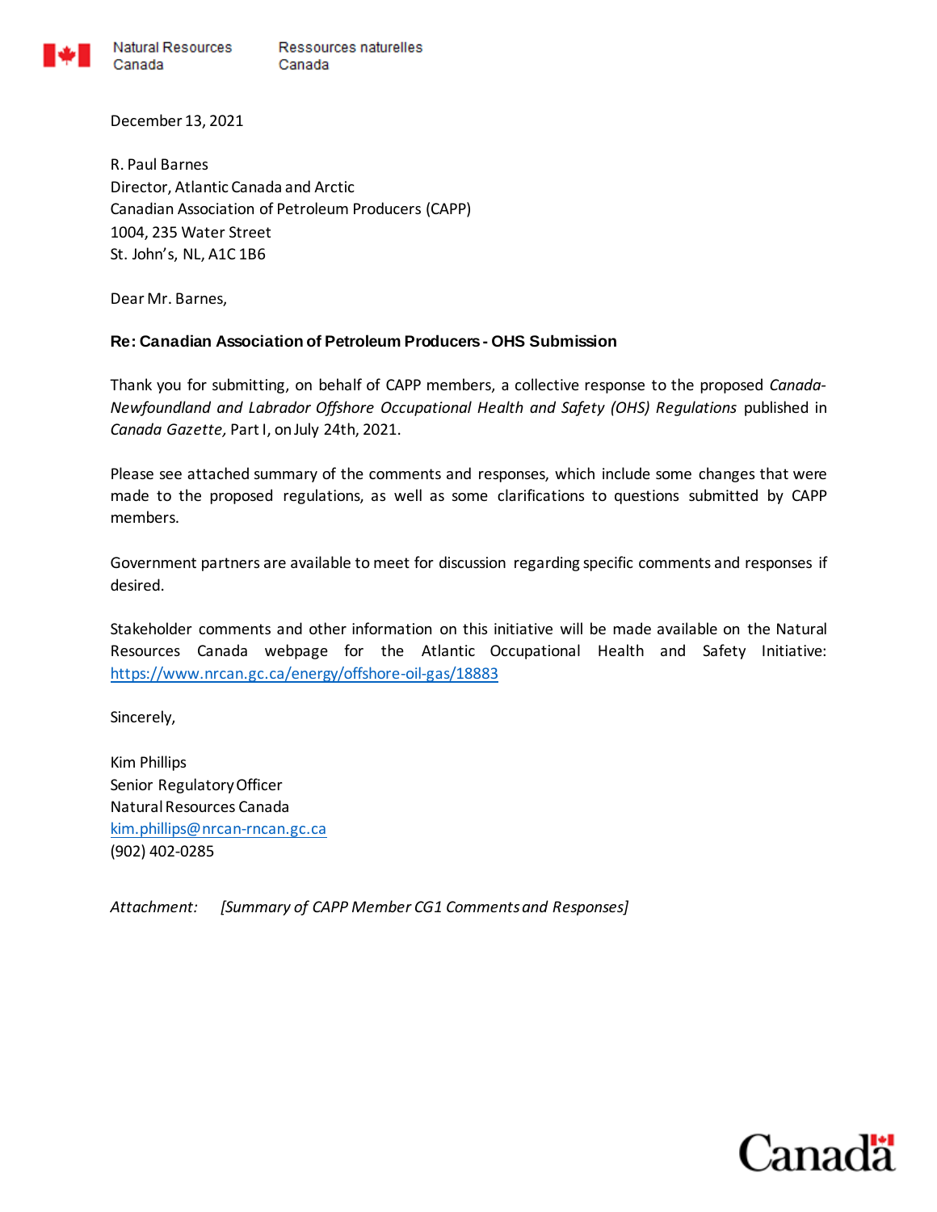Natural Resources Canada    Ressources naturelles Canada

December 13, 2021

R. Paul Barnes
Director, Atlantic Canada and Arctic
Canadian Association of Petroleum Producers (CAPP)
1004, 235 Water Street
St. John's, NL, A1C 1B6

Dear Mr. Barnes,

**Re: Canadian Association of Petroleum Producers - OHS Submission**

Thank you for submitting, on behalf of CAPP members, a collective response to the proposed *Canada-Newfoundland and Labrador Offshore Occupational Health and Safety (OHS) Regulations* published in *Canada Gazette,* Part I, on July 24th, 2021.

Please see attached summary of the comments and responses, which include some changes that were made to the proposed regulations, as well as some clarifications to questions submitted by CAPP members.

Government partners are available to meet for discussion regarding specific comments and responses if desired.

Stakeholder comments and other information on this initiative will be made available on the Natural Resources Canada webpage for the Atlantic Occupational Health and Safety Initiative: https://www.nrcan.gc.ca/energy/offshore-oil-gas/18883

Sincerely,

Kim Phillips
Senior Regulatory Officer
Natural Resources Canada
kim.phillips@nrcan-rncan.gc.ca
(902) 402-0285

*Attachment: [Summary of CAPP Member CG1 Comments and Responses]*

Canada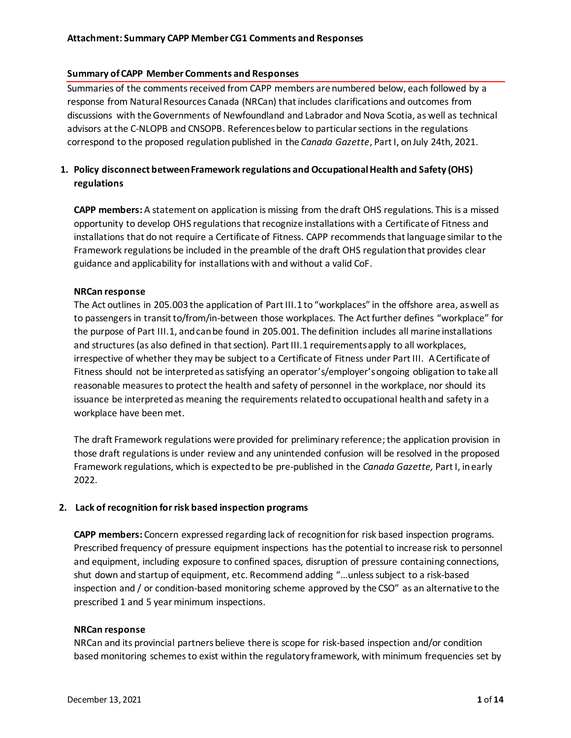**Attachment: Summary CAPP Member CG1 Comments and Responses**

## Summary of CAPP Member Comments and Responses

Summaries of the comments received from CAPP members are numbered below, each followed by a response from Natural Resources Canada (NRCan) that includes clarifications and outcomes from discussions with the Governments of Newfoundland and Labrador and Nova Scotia, as well as technical advisors at the C-NLOPB and CNSOPB. References below to particular sections in the regulations correspond to the proposed regulation published in the *Canada Gazette*, Part I, on July 24th, 2021.

### 1. Policy disconnect between Framework regulations and Occupational Health and Safety (OHS) regulations

**CAPP members:** A statement on application is missing from the draft OHS regulations. This is a missed opportunity to develop OHS regulations that recognize installations with a Certificate of Fitness and installations that do not require a Certificate of Fitness. CAPP recommends that language similar to the Framework regulations be included in the preamble of the draft OHS regulation that provides clear guidance and applicability for installations with and without a valid CoF.

**NRCan response**

The Act outlines in 205.003 the application of Part III.1 to "workplaces" in the offshore area, as well as to passengers in transit to/from/in-between those workplaces. The Act further defines "workplace" for the purpose of Part III.1, and can be found in 205.001. The definition includes all marine installations and structures (as also defined in that section). Part III.1 requirements apply to all workplaces, irrespective of whether they may be subject to a Certificate of Fitness under Part III. A Certificate of Fitness should not be interpreted as satisfying an operator's/employer's ongoing obligation to take all reasonable measures to protect the health and safety of personnel in the workplace, nor should its issuance be interpreted as meaning the requirements related to occupational health and safety in a workplace have been met.

The draft Framework regulations were provided for preliminary reference; the application provision in those draft regulations is under review and any unintended confusion will be resolved in the proposed Framework regulations, which is expected to be pre-published in the *Canada Gazette,* Part I, in early 2022.

### 2. Lack of recognition for risk based inspection programs

**CAPP members:** Concern expressed regarding lack of recognition for risk based inspection programs. Prescribed frequency of pressure equipment inspections has the potential to increase risk to personnel and equipment, including exposure to confined spaces, disruption of pressure containing connections, shut down and startup of equipment, etc. Recommend adding "…unless subject to a risk-based inspection and / or condition-based monitoring scheme approved by the CSO" as an alternative to the prescribed 1 and 5 year minimum inspections.

**NRCan response**

NRCan and its provincial partners believe there is scope for risk-based inspection and/or condition based monitoring schemes to exist within the regulatory framework, with minimum frequencies set by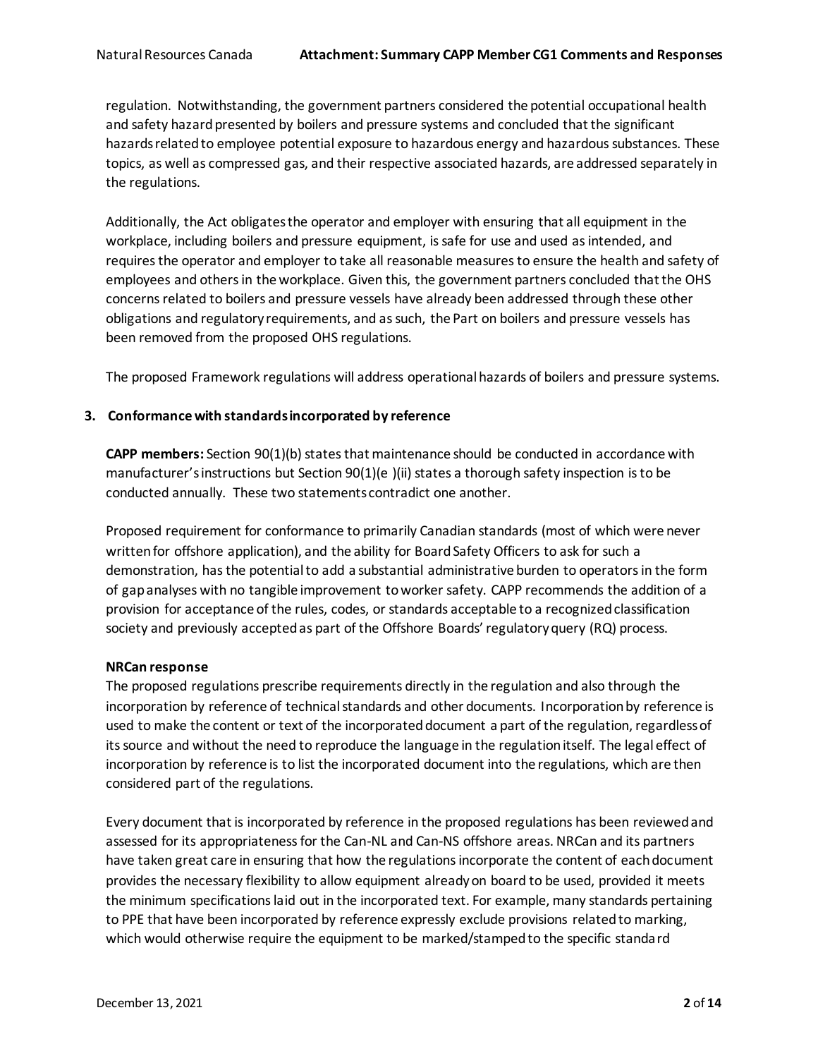regulation. Notwithstanding, the government partners considered the potential occupational health and safety hazard presented by boilers and pressure systems and concluded that the significant hazards related to employee potential exposure to hazardous energy and hazardous substances. These topics, as well as compressed gas, and their respective associated hazards, are addressed separately in the regulations.

Additionally, the Act obligates the operator and employer with ensuring that all equipment in the workplace, including boilers and pressure equipment, is safe for use and used as intended, and requires the operator and employer to take all reasonable measures to ensure the health and safety of employees and others in the workplace. Given this, the government partners concluded that the OHS concerns related to boilers and pressure vessels have already been addressed through these other obligations and regulatory requirements, and as such, the Part on boilers and pressure vessels has been removed from the proposed OHS regulations.

The proposed Framework regulations will address operational hazards of boilers and pressure systems.

### 3. Conformance with standards incorporated by reference

**CAPP members:** Section 90(1)(b) states that maintenance should be conducted in accordance with manufacturer's instructions but Section 90(1)(e )(ii) states a thorough safety inspection is to be conducted annually. These two statements contradict one another.

Proposed requirement for conformance to primarily Canadian standards (most of which were never written for offshore application), and the ability for Board Safety Officers to ask for such a demonstration, has the potential to add a substantial administrative burden to operators in the form of gap analyses with no tangible improvement to worker safety. CAPP recommends the addition of a provision for acceptance of the rules, codes, or standards acceptable to a recognized classification society and previously accepted as part of the Offshore Boards' regulatory query (RQ) process.

**NRCan response**

The proposed regulations prescribe requirements directly in the regulation and also through the incorporation by reference of technical standards and other documents. Incorporation by reference is used to make the content or text of the incorporated document a part of the regulation, regardless of its source and without the need to reproduce the language in the regulation itself. The legal effect of incorporation by reference is to list the incorporated document into the regulations, which are then considered part of the regulations.

Every document that is incorporated by reference in the proposed regulations has been reviewed and assessed for its appropriateness for the Can-NL and Can-NS offshore areas. NRCan and its partners have taken great care in ensuring that how the regulations incorporate the content of each document provides the necessary flexibility to allow equipment already on board to be used, provided it meets the minimum specifications laid out in the incorporated text. For example, many standards pertaining to PPE that have been incorporated by reference expressly exclude provisions related to marking, which would otherwise require the equipment to be marked/stamped to the specific standard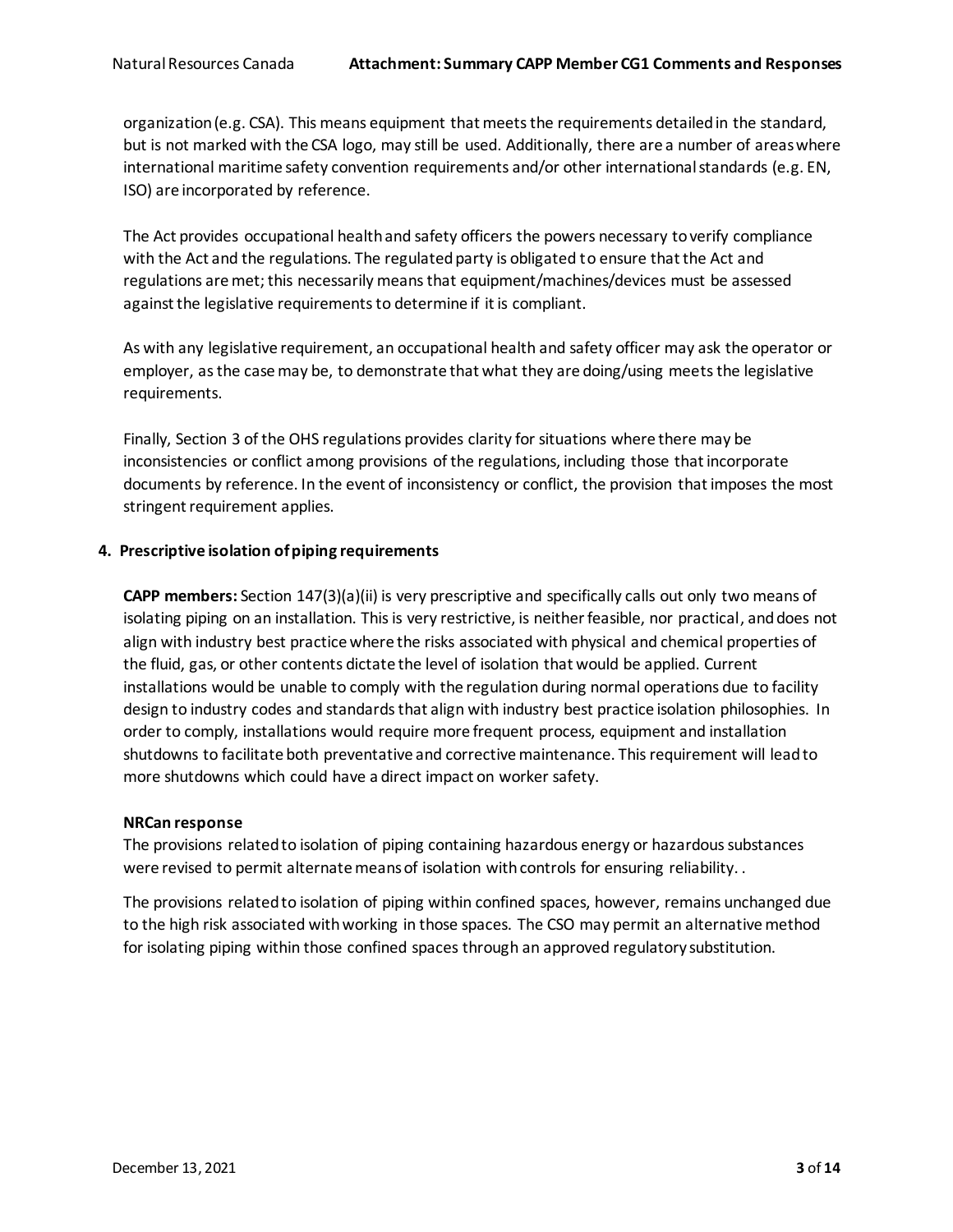organization (e.g. CSA). This means equipment that meets the requirements detailed in the standard, but is not marked with the CSA logo, may still be used. Additionally, there are a number of areas where international maritime safety convention requirements and/or other international standards (e.g. EN, ISO) are incorporated by reference.

The Act provides occupational health and safety officers the powers necessary to verify compliance with the Act and the regulations. The regulated party is obligated to ensure that the Act and regulations are met; this necessarily means that equipment/machines/devices must be assessed against the legislative requirements to determine if it is compliant.

As with any legislative requirement, an occupational health and safety officer may ask the operator or employer, as the case may be, to demonstrate that what they are doing/using meets the legislative requirements.

Finally, Section 3 of the OHS regulations provides clarity for situations where there may be inconsistencies or conflict among provisions of the regulations, including those that incorporate documents by reference. In the event of inconsistency or conflict, the provision that imposes the most stringent requirement applies.

### 4. Prescriptive isolation of piping requirements

**CAPP members:** Section 147(3)(a)(ii) is very prescriptive and specifically calls out only two means of isolating piping on an installation. This is very restrictive, is neither feasible, nor practical, and does not align with industry best practice where the risks associated with physical and chemical properties of the fluid, gas, or other contents dictate the level of isolation that would be applied. Current installations would be unable to comply with the regulation during normal operations due to facility design to industry codes and standards that align with industry best practice isolation philosophies. In order to comply, installations would require more frequent process, equipment and installation shutdowns to facilitate both preventative and corrective maintenance. This requirement will lead to more shutdowns which could have a direct impact on worker safety.

**NRCan response**

The provisions related to isolation of piping containing hazardous energy or hazardous substances were revised to permit alternate means of isolation with controls for ensuring reliability. .

The provisions related to isolation of piping within confined spaces, however, remains unchanged due to the high risk associated with working in those spaces. The CSO may permit an alternative method for isolating piping within those confined spaces through an approved regulatory substitution.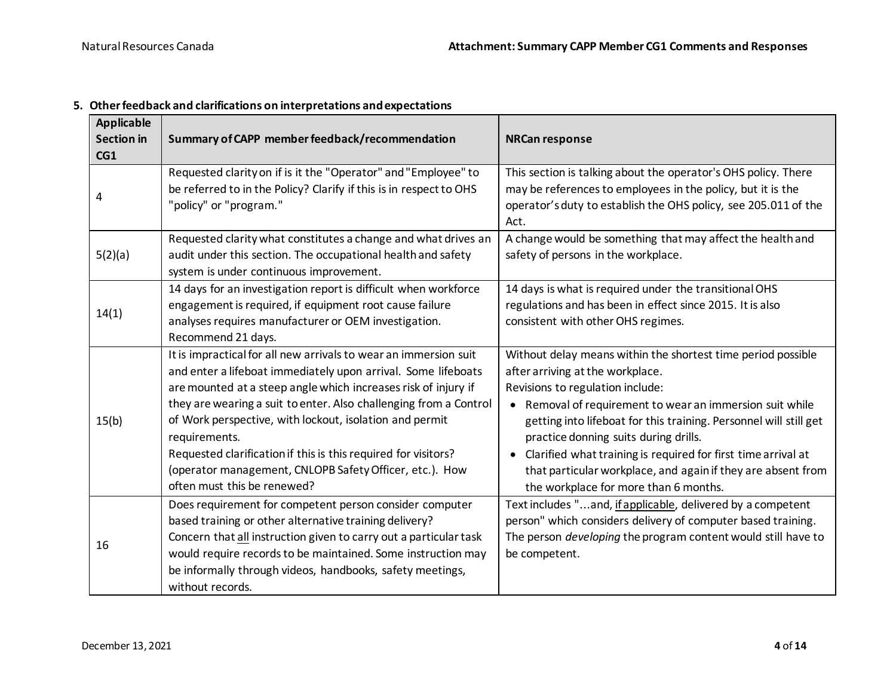## 5. Other feedback and clarifications on interpretations and expectations

| Applicable Section in CG1 | Summary of CAPP member feedback/recommendation | NRCan response |
|---|---|---|
| 4 | Requested clarity on if is it the "Operator" and "Employee" to be referred to in the Policy? Clarify if this is in respect to OHS "policy" or "program." | This section is talking about the operator's OHS policy. There may be references to employees in the policy, but it is the operator's duty to establish the OHS policy, see 205.011 of the Act. |
| 5(2)(a) | Requested clarity what constitutes a change and what drives an audit under this section. The occupational health and safety system is under continuous improvement. | A change would be something that may affect the health and safety of persons in the workplace. |
| 14(1) | 14 days for an investigation report is difficult when workforce engagement is required, if equipment root cause failure analyses requires manufacturer or OEM investigation. Recommend 21 days. | 14 days is what is required under the transitional OHS regulations and has been in effect since 2015. It is also consistent with other OHS regimes. |
| 15(b) | It is impractical for all new arrivals to wear an immersion suit and enter a lifeboat immediately upon arrival. Some lifeboats are mounted at a steep angle which increases risk of injury if they are wearing a suit to enter. Also challenging from a Control of Work perspective, with lockout, isolation and permit requirements.<br>Requested clarification if this is this required for visitors? (operator management, CNLOPB Safety Officer, etc.). How often must this be renewed? | Without delay means within the shortest time period possible after arriving at the workplace.<br>Revisions to regulation include:<br>• Removal of requirement to wear an immersion suit while getting into lifeboat for this training. Personnel will still get practice donning suits during drills.<br>• Clarified what training is required for first time arrival at that particular workplace, and again if they are absent from the workplace for more than 6 months. |
| 16 | Does requirement for competent person consider computer based training or other alternative training delivery?<br>Concern that <u>all</u> instruction given to carry out a particular task would require records to be maintained. Some instruction may be informally through videos, handbooks, safety meetings, without records. | Text includes "...and, <u>if applicable</u>, delivered by a competent person" which considers delivery of computer based training. The person *developing* the program content would still have to be competent. |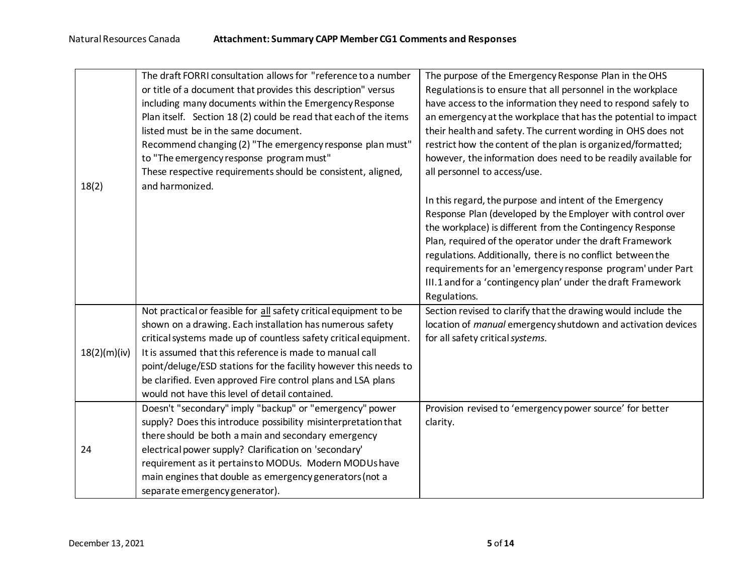| 18(2) | The draft FORRI consultation allows for "reference to a number or title of a document that provides this description" versus including many documents within the Emergency Response Plan itself. Section 18 (2) could be read that each of the items listed must be in the same document.<br>Recommend changing (2) "The emergency response plan must" to "The emergency response program must"<br>These respective requirements should be consistent, aligned, and harmonized. | The purpose of the Emergency Response Plan in the OHS Regulations is to ensure that all personnel in the workplace have access to the information they need to respond safely to an emergency at the workplace that has the potential to impact their health and safety. The current wording in OHS does not restrict how the content of the plan is organized/formatted; however, the information does need to be readily available for all personnel to access/use.<br><br>In this regard, the purpose and intent of the Emergency Response Plan (developed by the Employer with control over the workplace) is different from the Contingency Response Plan, required of the operator under the draft Framework regulations. Additionally, there is no conflict between the requirements for an 'emergency response program' under Part III.1 and for a 'contingency plan' under the draft Framework Regulations. |
|---|---|---|
| 18(2)(m)(iv) | Not practical or feasible for <u>all</u> safety critical equipment to be shown on a drawing. Each installation has numerous safety critical systems made up of countless safety critical equipment. It is assumed that this reference is made to manual call point/deluge/ESD stations for the facility however this needs to be clarified. Even approved Fire control plans and LSA plans would not have this level of detail contained. | Section revised to clarify that the drawing would include the location of *manual* emergency shutdown and activation devices for all safety critical *systems*. |
| 24 | Doesn't "secondary" imply "backup" or "emergency" power supply? Does this introduce possibility misinterpretation that there should be both a main and secondary emergency electrical power supply? Clarification on 'secondary' requirement as it pertains to MODUs. Modern MODUs have main engines that double as emergency generators (not a separate emergency generator). | Provision revised to 'emergency power source' for better clarity. |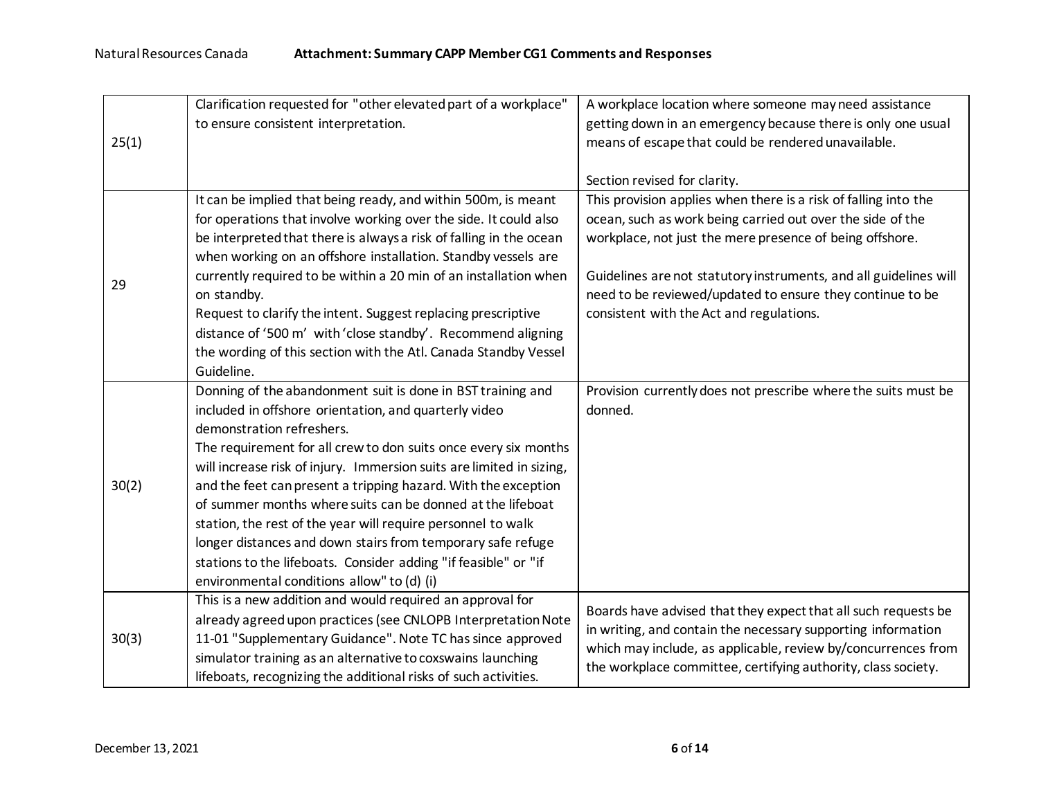| | | |
|---|---|---|
| 25(1) | Clarification requested for "other elevated part of a workplace" to ensure consistent interpretation. | A workplace location where someone may need assistance getting down in an emergency because there is only one usual means of escape that could be rendered unavailable.<br><br>Section revised for clarity. |
| 29 | It can be implied that being ready, and within 500m, is meant for operations that involve working over the side. It could also be interpreted that there is always a risk of falling in the ocean when working on an offshore installation. Standby vessels are currently required to be within a 20 min of an installation when on standby.<br>Request to clarify the intent. Suggest replacing prescriptive distance of '500 m' with 'close standby'. Recommend aligning the wording of this section with the Atl. Canada Standby Vessel Guideline. | This provision applies when there is a risk of falling into the ocean, such as work being carried out over the side of the workplace, not just the mere presence of being offshore.<br><br>Guidelines are not statutory instruments, and all guidelines will need to be reviewed/updated to ensure they continue to be consistent with the Act and regulations. |
| 30(2) | Donning of the abandonment suit is done in BST training and included in offshore orientation, and quarterly video demonstration refreshers.<br>The requirement for all crew to don suits once every six months will increase risk of injury. Immersion suits are limited in sizing, and the feet can present a tripping hazard. With the exception of summer months where suits can be donned at the lifeboat station, the rest of the year will require personnel to walk longer distances and down stairs from temporary safe refuge stations to the lifeboats. Consider adding "if feasible" or "if environmental conditions allow" to (d) (i) | Provision currently does not prescribe where the suits must be donned. |
| 30(3) | This is a new addition and would required an approval for already agreed upon practices (see CNLOPB Interpretation Note 11-01 "Supplementary Guidance". Note TC has since approved simulator training as an alternative to coxswains launching lifeboats, recognizing the additional risks of such activities. | Boards have advised that they expect that all such requests be in writing, and contain the necessary supporting information which may include, as applicable, review by/concurrences from the workplace committee, certifying authority, class society. |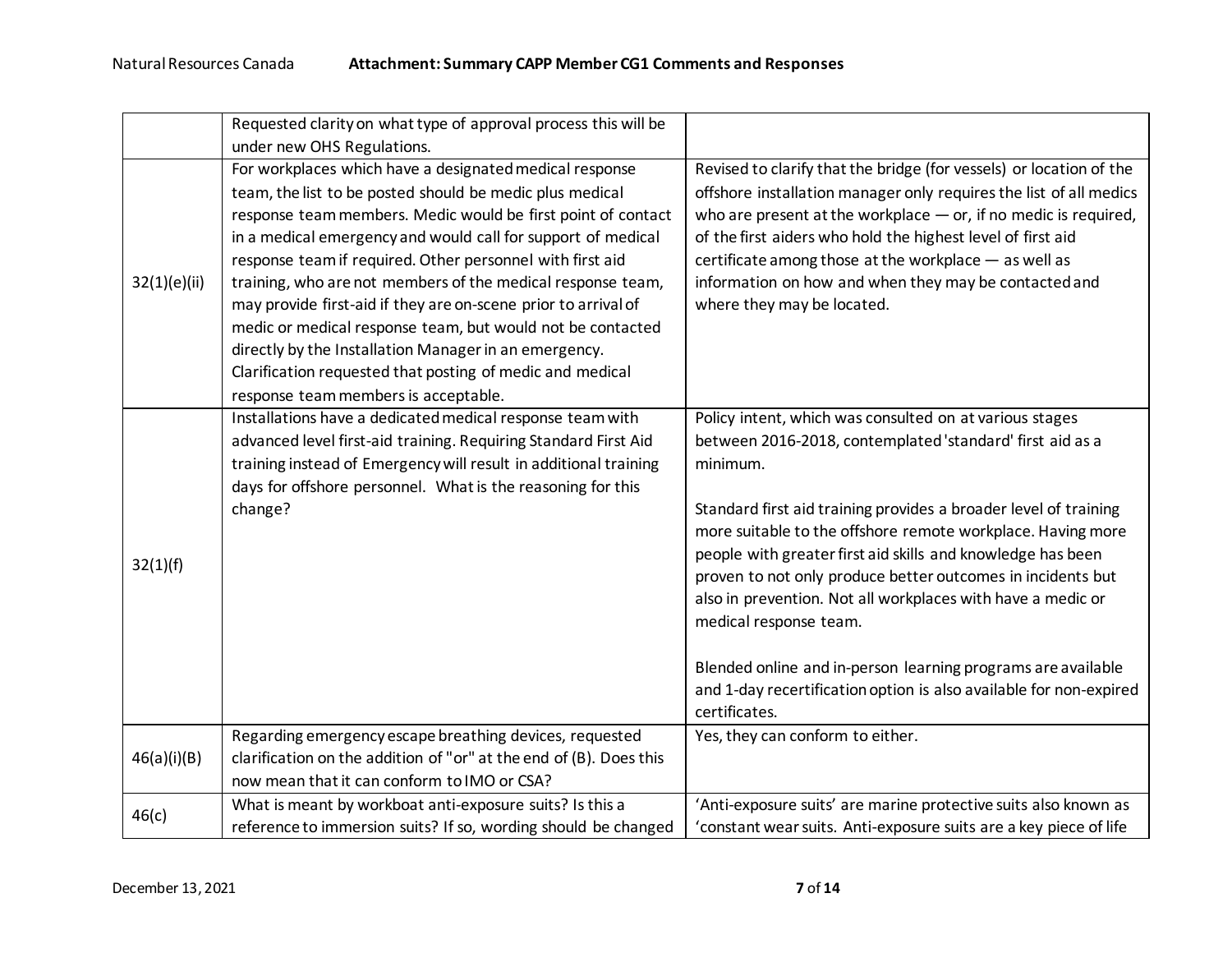| | | |
|---|---|---|
| | Requested clarity on what type of approval process this will be under new OHS Regulations. | |
| 32(1)(e)(ii) | For workplaces which have a designated medical response team, the list to be posted should be medic plus medical response team members. Medic would be first point of contact in a medical emergency and would call for support of medical response team if required. Other personnel with first aid training, who are not members of the medical response team, may provide first-aid if they are on-scene prior to arrival of medic or medical response team, but would not be contacted directly by the Installation Manager in an emergency. Clarification requested that posting of medic and medical response team members is acceptable. | Revised to clarify that the bridge (for vessels) or location of the offshore installation manager only requires the list of all medics who are present at the workplace — or, if no medic is required, of the first aiders who hold the highest level of first aid certificate among those at the workplace — as well as information on how and when they may be contacted and where they may be located. |
| 32(1)(f) | Installations have a dedicated medical response team with advanced level first-aid training. Requiring Standard First Aid training instead of Emergency will result in additional training days for offshore personnel. What is the reasoning for this change? | Policy intent, which was consulted on at various stages between 2016-2018, contemplated 'standard' first aid as a minimum.<br><br>Standard first aid training provides a broader level of training more suitable to the offshore remote workplace. Having more people with greater first aid skills and knowledge has been proven to not only produce better outcomes in incidents but also in prevention. Not all workplaces with have a medic or medical response team.<br><br>Blended online and in-person learning programs are available and 1-day recertification option is also available for non-expired certificates. |
| 46(a)(i)(B) | Regarding emergency escape breathing devices, requested clarification on the addition of "or" at the end of (B). Does this now mean that it can conform to IMO or CSA? | Yes, they can conform to either. |
| 46(c) | What is meant by workboat anti-exposure suits? Is this a reference to immersion suits? If so, wording should be changed | 'Anti-exposure suits' are marine protective suits also known as 'constant wear suits. Anti-exposure suits are a key piece of life |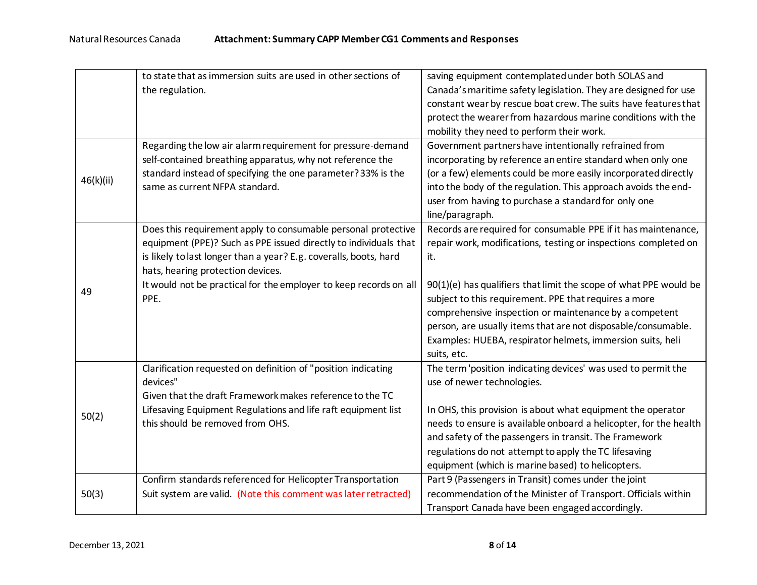| | | |
|---|---|---|
| | to state that as immersion suits are used in other sections of the regulation. | saving equipment contemplated under both SOLAS and Canada's maritime safety legislation. They are designed for use constant wear by rescue boat crew. The suits have features that protect the wearer from hazardous marine conditions with the mobility they need to perform their work. |
| 46(k)(ii) | Regarding the low air alarm requirement for pressure-demand self-contained breathing apparatus, why not reference the standard instead of specifying the one parameter? 33% is the same as current NFPA standard. | Government partners have intentionally refrained from incorporating by reference an entire standard when only one (or a few) elements could be more easily incorporated directly into the body of the regulation. This approach avoids the end-user from having to purchase a standard for only one line/paragraph. |
| 49 | Does this requirement apply to consumable personal protective equipment (PPE)? Such as PPE issued directly to individuals that is likely to last longer than a year? E.g. coveralls, boots, hard hats, hearing protection devices.<br>It would not be practical for the employer to keep records on all PPE. | Records are required for consumable PPE if it has maintenance, repair work, modifications, testing or inspections completed on it.<br><br>90(1)(e) has qualifiers that limit the scope of what PPE would be subject to this requirement. PPE that requires a more comprehensive inspection or maintenance by a competent person, are usually items that are not disposable/consumable. Examples: HUEBA, respirator helmets, immersion suits, heli suits, etc. |
| 50(2) | Clarification requested on definition of "position indicating devices"<br>Given that the draft Framework makes reference to the TC Lifesaving Equipment Regulations and life raft equipment list this should be removed from OHS. | The term 'position indicating devices' was used to permit the use of newer technologies.<br><br>In OHS, this provision is about what equipment the operator needs to ensure is available onboard a helicopter, for the health and safety of the passengers in transit. The Framework regulations do not attempt to apply the TC lifesaving equipment (which is marine based) to helicopters. |
| 50(3) | Confirm standards referenced for Helicopter Transportation Suit system are valid. (Note this comment was later retracted) | Part 9 (Passengers in Transit) comes under the joint recommendation of the Minister of Transport. Officials within Transport Canada have been engaged accordingly. |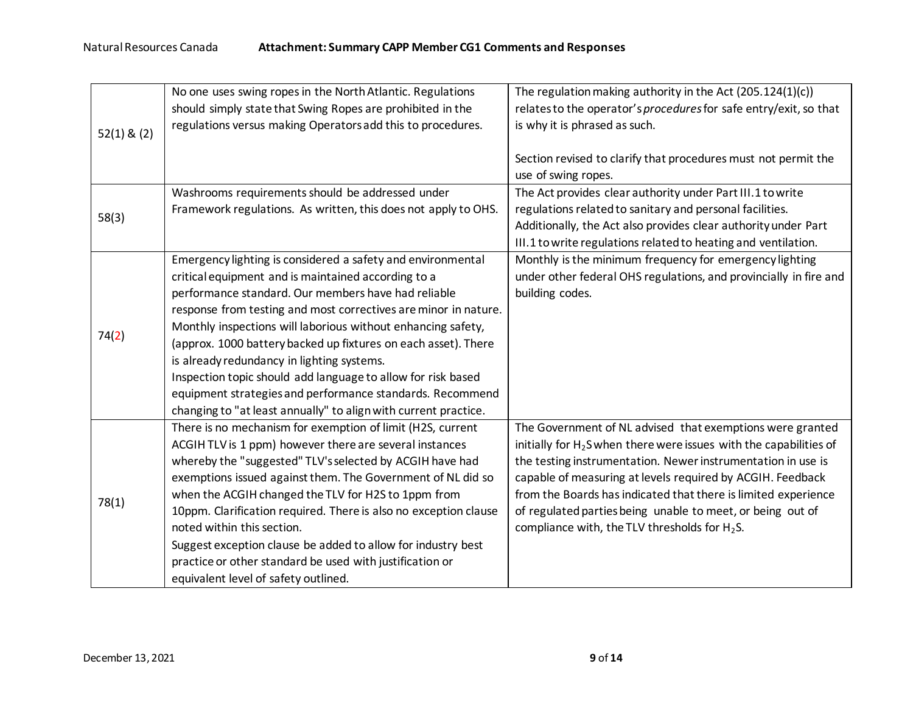| | | |
|---|---|---|
| 52(1) & (2) | No one uses swing ropes in the North Atlantic. Regulations should simply state that Swing Ropes are prohibited in the regulations versus making Operators add this to procedures. | The regulation making authority in the Act (205.124(1)(c)) relates to the operator's *procedures* for safe entry/exit, so that is why it is phrased as such.<br><br>Section revised to clarify that procedures must not permit the use of swing ropes. |
| 58(3) | Washrooms requirements should be addressed under Framework regulations. As written, this does not apply to OHS. | The Act provides clear authority under Part III.1 to write regulations related to sanitary and personal facilities. Additionally, the Act also provides clear authority under Part III.1 to write regulations related to heating and ventilation. |
| 74(2) | Emergency lighting is considered a safety and environmental critical equipment and is maintained according to a performance standard. Our members have had reliable response from testing and most correctives are minor in nature. Monthly inspections will laborious without enhancing safety, (approx. 1000 battery backed up fixtures on each asset). There is already redundancy in lighting systems.<br>Inspection topic should add language to allow for risk based equipment strategies and performance standards. Recommend changing to "at least annually" to align with current practice. | Monthly is the minimum frequency for emergency lighting under other federal OHS regulations, and provincially in fire and building codes. |
| 78(1) | There is no mechanism for exemption of limit (H2S, current ACGIH TLV is 1 ppm) however there are several instances whereby the "suggested" TLV's selected by ACGIH have had exemptions issued against them. The Government of NL did so when the ACGIH changed the TLV for H2S to 1ppm from 10ppm. Clarification required. There is also no exception clause noted within this section.<br>Suggest exception clause be added to allow for industry best practice or other standard be used with justification or equivalent level of safety outlined. | The Government of NL advised that exemptions were granted initially for $H_2S$ when there were issues with the capabilities of the testing instrumentation. Newer instrumentation in use is capable of measuring at levels required by ACGIH. Feedback from the Boards has indicated that there is limited experience of regulated parties being unable to meet, or being out of compliance with, the TLV thresholds for $H_2S$. |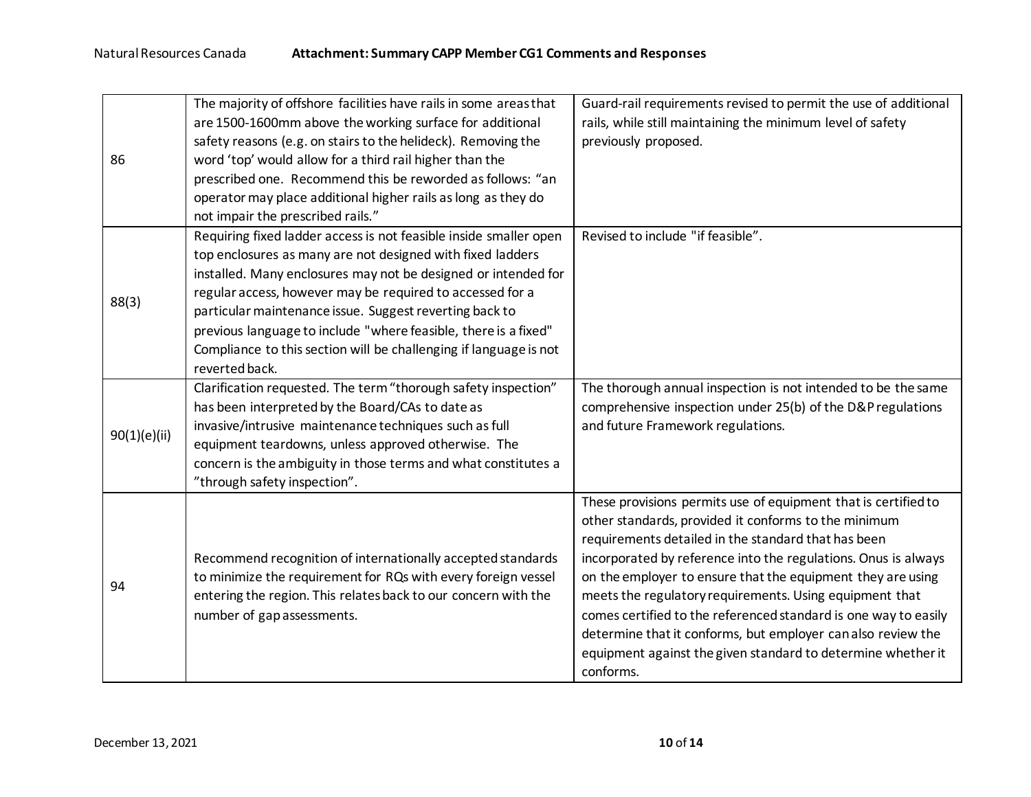| | | |
|---|---|---|
| 86 | The majority of offshore facilities have rails in some areas that are 1500-1600mm above the working surface for additional safety reasons (e.g. on stairs to the helideck). Removing the word 'top' would allow for a third rail higher than the prescribed one. Recommend this be reworded as follows: "an operator may place additional higher rails as long as they do not impair the prescribed rails." | Guard-rail requirements revised to permit the use of additional rails, while still maintaining the minimum level of safety previously proposed. |
| 88(3) | Requiring fixed ladder access is not feasible inside smaller open top enclosures as many are not designed with fixed ladders installed. Many enclosures may not be designed or intended for regular access, however may be required to accessed for a particular maintenance issue. Suggest reverting back to previous language to include "where feasible, there is a fixed" Compliance to this section will be challenging if language is not reverted back. | Revised to include "if feasible". |
| 90(1)(e)(ii) | Clarification requested. The term "thorough safety inspection" has been interpreted by the Board/CAs to date as invasive/intrusive maintenance techniques such as full equipment teardowns, unless approved otherwise. The concern is the ambiguity in those terms and what constitutes a "through safety inspection". | The thorough annual inspection is not intended to be the same comprehensive inspection under 25(b) of the D&P regulations and future Framework regulations. |
| 94 | Recommend recognition of internationally accepted standards to minimize the requirement for RQs with every foreign vessel entering the region. This relates back to our concern with the number of gap assessments. | These provisions permits use of equipment that is certified to other standards, provided it conforms to the minimum requirements detailed in the standard that has been incorporated by reference into the regulations. Onus is always on the employer to ensure that the equipment they are using meets the regulatory requirements. Using equipment that comes certified to the referenced standard is one way to easily determine that it conforms, but employer can also review the equipment against the given standard to determine whether it conforms. |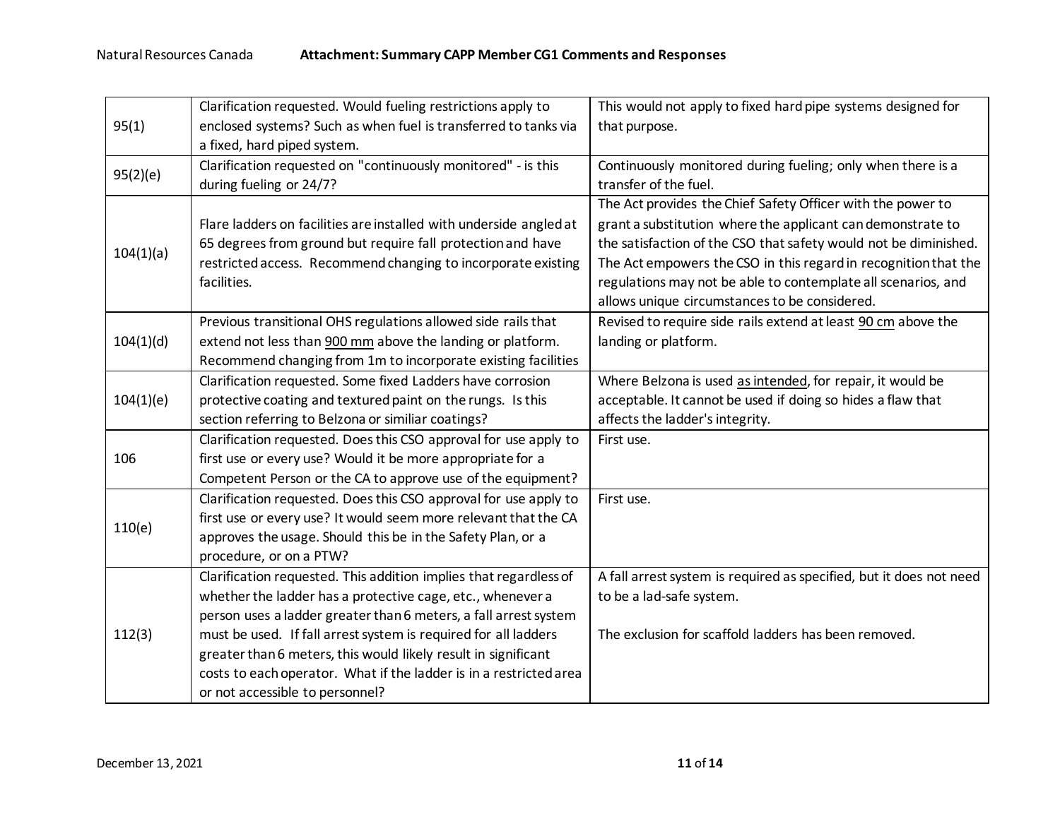| | | |
|---|---|---|
| 95(1) | Clarification requested. Would fueling restrictions apply to enclosed systems? Such as when fuel is transferred to tanks via a fixed, hard piped system. | This would not apply to fixed hard pipe systems designed for that purpose. |
| 95(2)(e) | Clarification requested on "continuously monitored" - is this during fueling or 24/7? | Continuously monitored during fueling; only when there is a transfer of the fuel. |
| 104(1)(a) | Flare ladders on facilities are installed with underside angled at 65 degrees from ground but require fall protection and have restricted access. Recommend changing to incorporate existing facilities. | The Act provides the Chief Safety Officer with the power to grant a substitution where the applicant can demonstrate to the satisfaction of the CSO that safety would not be diminished. The Act empowers the CSO in this regard in recognition that the regulations may not be able to contemplate all scenarios, and allows unique circumstances to be considered. |
| 104(1)(d) | Previous transitional OHS regulations allowed side rails that extend not less than <u>900 mm</u> above the landing or platform. Recommend changing from 1m to incorporate existing facilities | Revised to require side rails extend at least <u>90 cm</u> above the landing or platform. |
| 104(1)(e) | Clarification requested. Some fixed Ladders have corrosion protective coating and textured paint on the rungs. Is this section referring to Belzona or similiar coatings? | Where Belzona is used <u>as intended</u>, for repair, it would be acceptable. It cannot be used if doing so hides a flaw that affects the ladder's integrity. |
| 106 | Clarification requested. Does this CSO approval for use apply to first use or every use? Would it be more appropriate for a Competent Person or the CA to approve use of the equipment? | First use. |
| 110(e) | Clarification requested. Does this CSO approval for use apply to first use or every use? It would seem more relevant that the CA approves the usage. Should this be in the Safety Plan, or a procedure, or on a PTW? | First use. |
| 112(3) | Clarification requested. This addition implies that regardless of whether the ladder has a protective cage, etc., whenever a person uses a ladder greater than 6 meters, a fall arrest system must be used. If fall arrest system is required for all ladders greater than 6 meters, this would likely result in significant costs to each operator. What if the ladder is in a restricted area or not accessible to personnel? | A fall arrest system is required as specified, but it does not need to be a lad-safe system.<br><br>The exclusion for scaffold ladders has been removed. |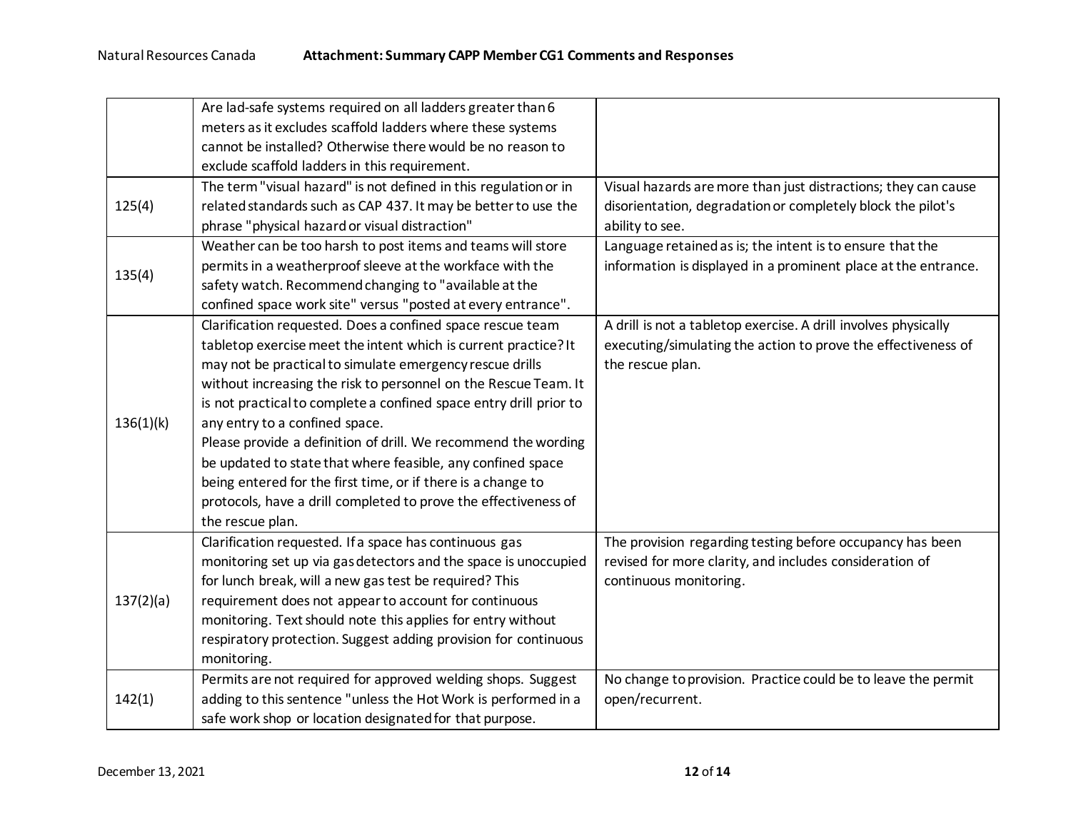| | | |
|---|---|---|
| | Are lad-safe systems required on all ladders greater than 6 meters as it excludes scaffold ladders where these systems cannot be installed? Otherwise there would be no reason to exclude scaffold ladders in this requirement. | |
| 125(4) | The term "visual hazard" is not defined in this regulation or in related standards such as CAP 437. It may be better to use the phrase "physical hazard or visual distraction" | Visual hazards are more than just distractions; they can cause disorientation, degradation or completely block the pilot's ability to see. |
| 135(4) | Weather can be too harsh to post items and teams will store permits in a weatherproof sleeve at the workface with the safety watch. Recommend changing to "available at the confined space work site" versus "posted at every entrance". | Language retained as is; the intent is to ensure that the information is displayed in a prominent place at the entrance. |
| 136(1)(k) | Clarification requested. Does a confined space rescue team tabletop exercise meet the intent which is current practice? It may not be practical to simulate emergency rescue drills without increasing the risk to personnel on the Rescue Team. It is not practical to complete a confined space entry drill prior to any entry to a confined space.<br>Please provide a definition of drill. We recommend the wording be updated to state that where feasible, any confined space being entered for the first time, or if there is a change to protocols, have a drill completed to prove the effectiveness of the rescue plan. | A drill is not a tabletop exercise. A drill involves physically executing/simulating the action to prove the effectiveness of the rescue plan. |
| 137(2)(a) | Clarification requested. If a space has continuous gas monitoring set up via gas detectors and the space is unoccupied for lunch break, will a new gas test be required? This requirement does not appear to account for continuous monitoring. Text should note this applies for entry without respiratory protection. Suggest adding provision for continuous monitoring. | The provision regarding testing before occupancy has been revised for more clarity, and includes consideration of continuous monitoring. |
| 142(1) | Permits are not required for approved welding shops. Suggest adding to this sentence "unless the Hot Work is performed in a safe work shop or location designated for that purpose. | No change to provision. Practice could be to leave the permit open/recurrent. |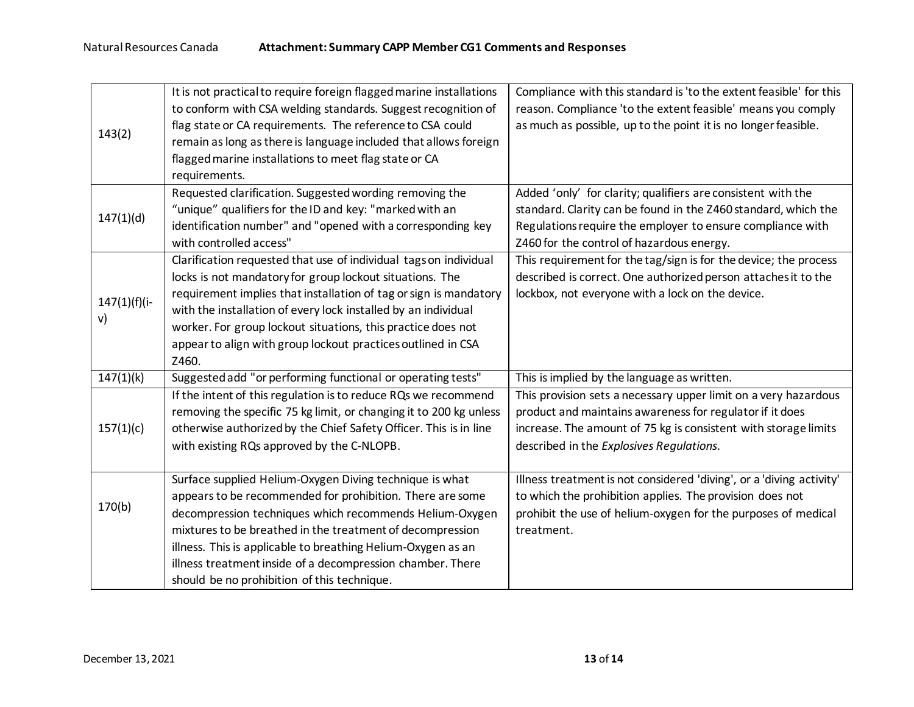| | | |
|---|---|---|
| 143(2) | It is not practical to require foreign flagged marine installations to conform with CSA welding standards. Suggest recognition of flag state or CA requirements. The reference to CSA could remain as long as there is language included that allows foreign flagged marine installations to meet flag state or CA requirements. | Compliance with this standard is 'to the extent feasible' for this reason. Compliance 'to the extent feasible' means you comply as much as possible, up to the point it is no longer feasible. |
| 147(1)(d) | Requested clarification. Suggested wording removing the "unique" qualifiers for the ID and key: "marked with an identification number" and "opened with a corresponding key with controlled access" | Added 'only' for clarity; qualifiers are consistent with the standard. Clarity can be found in the Z460 standard, which the Regulations require the employer to ensure compliance with Z460 for the control of hazardous energy. |
| 147(1)(f)(i-v) | Clarification requested that use of individual tags on individual locks is not mandatory for group lockout situations. The requirement implies that installation of tag or sign is mandatory with the installation of every lock installed by an individual worker. For group lockout situations, this practice does not appear to align with group lockout practices outlined in CSA Z460. | This requirement for the tag/sign is for the device; the process described is correct. One authorized person attaches it to the lockbox, not everyone with a lock on the device. |
| 147(1)(k) | Suggested add "or performing functional or operating tests" | This is implied by the language as written. |
| 157(1)(c) | If the intent of this regulation is to reduce RQs we recommend removing the specific 75 kg limit, or changing it to 200 kg unless otherwise authorized by the Chief Safety Officer. This is in line with existing RQs approved by the C-NLOPB. | This provision sets a necessary upper limit on a very hazardous product and maintains awareness for regulator if it does increase. The amount of 75 kg is consistent with storage limits described in the *Explosives Regulations*. |
| 170(b) | Surface supplied Helium-Oxygen Diving technique is what appears to be recommended for prohibition. There are some decompression techniques which recommends Helium-Oxygen mixtures to be breathed in the treatment of decompression illness. This is applicable to breathing Helium-Oxygen as an illness treatment inside of a decompression chamber. There should be no prohibition of this technique. | Illness treatment is not considered 'diving', or a 'diving activity' to which the prohibition applies. The provision does not prohibit the use of helium-oxygen for the purposes of medical treatment. |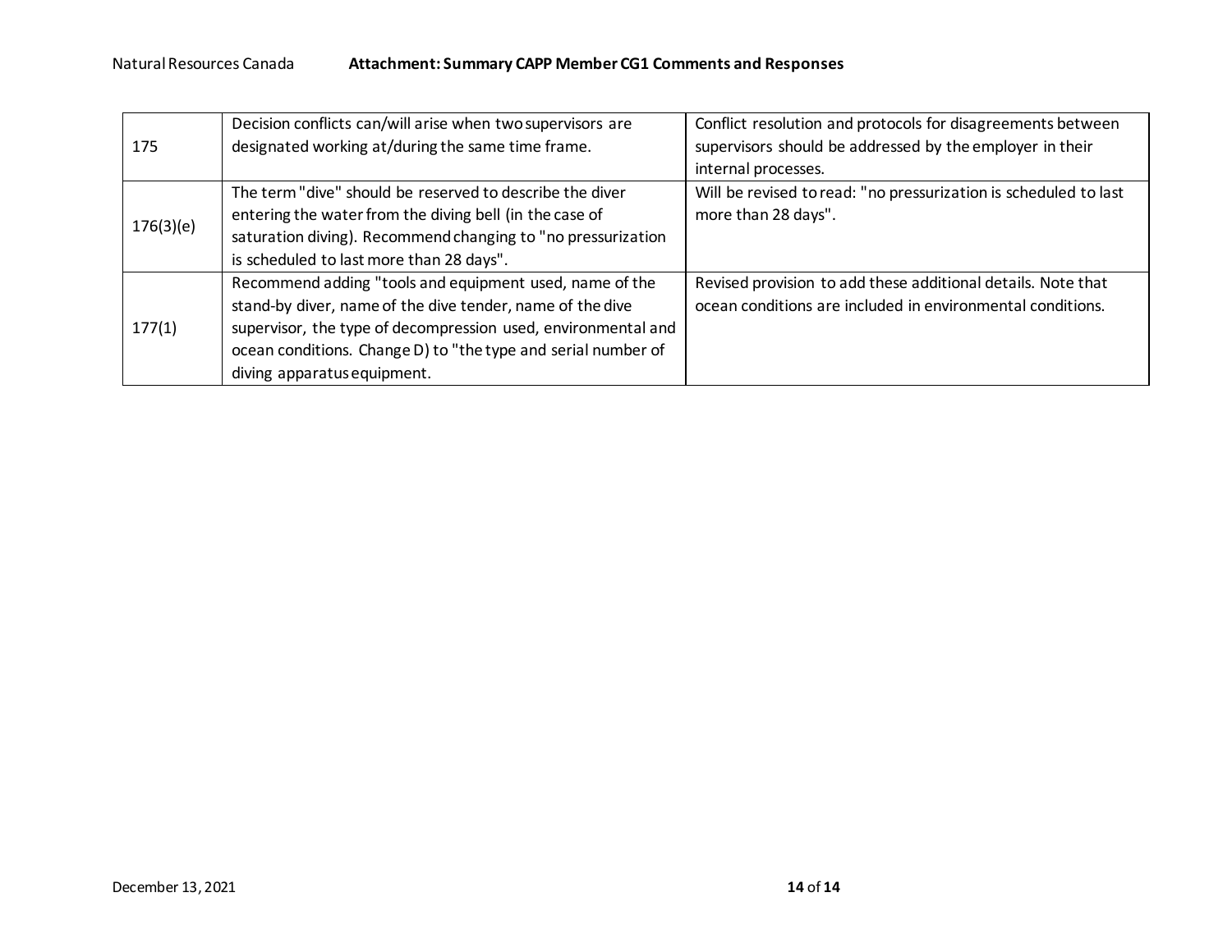| | | |
|---|---|---|
| 175 | Decision conflicts can/will arise when two supervisors are designated working at/during the same time frame. | Conflict resolution and protocols for disagreements between supervisors should be addressed by the employer in their internal processes. |
| 176(3)(e) | The term "dive" should be reserved to describe the diver entering the water from the diving bell (in the case of saturation diving). Recommend changing to "no pressurization is scheduled to last more than 28 days". | Will be revised to read: "no pressurization is scheduled to last more than 28 days". |
| 177(1) | Recommend adding "tools and equipment used, name of the stand-by diver, name of the dive tender, name of the dive supervisor, the type of decompression used, environmental and ocean conditions. Change D) to "the type and serial number of diving apparatus equipment. | Revised provision to add these additional details. Note that ocean conditions are included in environmental conditions. |